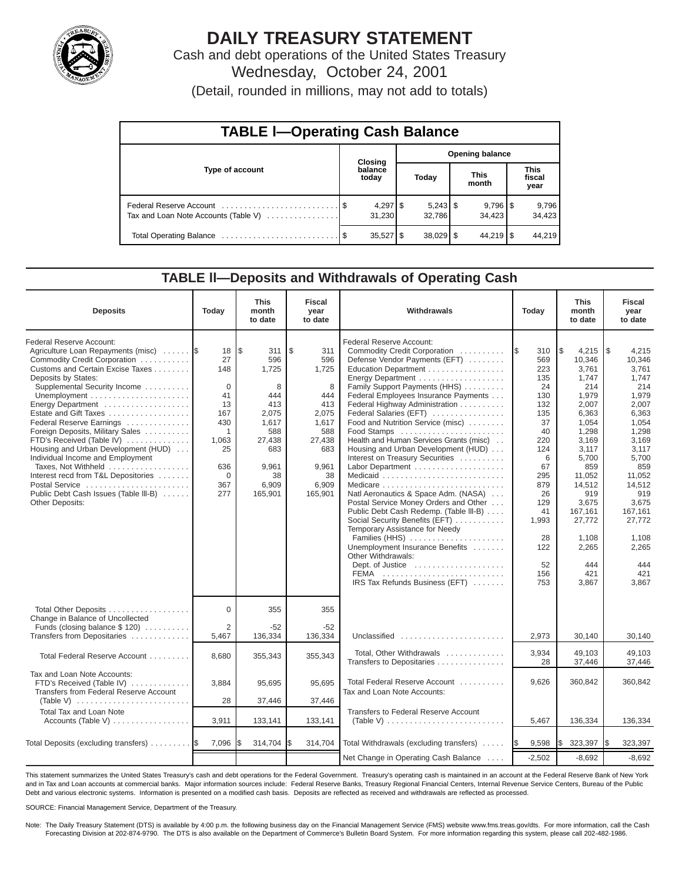# DAILY TREASURY STATEMENT

Cash and debt operations of the United States Treasury

Wednesday, October 24, 2001

(Detail, rounded in millions, may not add to totals)

## TABLE I—Operating Cash Balance

| Type of account | Closing balance today | Opening balance Today | Opening balance This month | Opening balance This fiscal year |
|---|---|---|---|---|
| Federal Reserve Account | $ 4,297 | $ 5,243 | $ 9,796 | $ 9,796 |
| Tax and Loan Note Accounts (Table V) | 31,230 | 32,786 | 34,423 | 34,423 |
| Total Operating Balance | $ 35,527 | $ 38,029 | $ 44,219 | $ 44,219 |

## TABLE II—Deposits and Withdrawals of Operating Cash

| Deposits | Today | This month to date | Fiscal year to date | Withdrawals | Today | This month to date | Fiscal year to date |
|---|---|---|---|---|---|---|---|
| Federal Reserve Account: | | | | Federal Reserve Account: | | | |
| Agriculture Loan Repayments (misc) | $ 18 | $ 311 | $ 311 | Commodity Credit Corporation | $ 310 | $ 4,215 | $ 4,215 |
| Commodity Credit Corporation | 27 | 596 | 596 | Defense Vendor Payments (EFT) | 569 | 10,346 | 10,346 |
| Customs and Certain Excise Taxes | 148 | 1,725 | 1,725 | Education Department | 223 | 3,761 | 3,761 |
| Deposits by States: | | | | Energy Department | 135 | 1,747 | 1,747 |
| Supplemental Security Income | 0 | 8 | 8 | Family Support Payments (HHS) | 24 | 214 | 214 |
| Unemployment | 41 | 444 | 444 | Federal Employees Insurance Payments | 130 | 1,979 | 1,979 |
| Energy Department | 13 | 413 | 413 | Federal Highway Administration | 132 | 2,007 | 2,007 |
| Estate and Gift Taxes | 167 | 2,075 | 2,075 | Federal Salaries (EFT) | 135 | 6,363 | 6,363 |
| Federal Reserve Earnings | 430 | 1,617 | 1,617 | Food and Nutrition Service (misc) | 37 | 1,054 | 1,054 |
| Foreign Deposits, Military Sales | 1 | 588 | 588 | Food Stamps | 40 | 1,298 | 1,298 |
| FTD's Received (Table IV) | 1,063 | 27,438 | 27,438 | Health and Human Services Grants (misc) | 220 | 3,169 | 3,169 |
| Housing and Urban Development (HUD) | 25 | 683 | 683 | Housing and Urban Development (HUD) | 124 | 3,117 | 3,117 |
| Individual Income and Employment Taxes, Not Withheld | 636 | 9,961 | 9,961 | Interest on Treasury Securities | 6 | 5,700 | 5,700 |
| Interest recd from T&L Depositories | 0 | 38 | 38 | Labor Department | 67 | 859 | 859 |
| Postal Service | 367 | 6,909 | 6,909 | Medicaid | 295 | 11,052 | 11,052 |
| Public Debt Cash Issues (Table III-B) | 277 | 165,901 | 165,901 | Medicare | 879 | 14,512 | 14,512 |
| Other Deposits: | | | | Natl Aeronautics & Space Adm. (NASA) | 26 | 919 | 919 |
| | | | | Postal Service Money Orders and Other | 129 | 3,675 | 3,675 |
| | | | | Public Debt Cash Redemp. (Table III-B) | 41 | 167,161 | 167,161 |
| | | | | Social Security Benefits (EFT) | 1,993 | 27,772 | 27,772 |
| | | | | Temporary Assistance for Needy Families (HHS) | 28 | 1,108 | 1,108 |
| | | | | Unemployment Insurance Benefits | 122 | 2,265 | 2,265 |
| | | | | Other Withdrawals: | | | |
| | | | | Dept. of Justice | 52 | 444 | 444 |
| | | | | FEMA | 156 | 421 | 421 |
| | | | | IRS Tax Refunds Business (EFT) | 753 | 3,867 | 3,867 |
| Total Other Deposits | 0 | 355 | 355 | | | | |
| Change in Balance of Uncollected Funds (closing balance $ 120) | 2 | -52 | -52 | | | | |
| Transfers from Depositaries | 5,467 | 136,334 | 136,334 | Unclassified | 2,973 | 30,140 | 30,140 |
| Total Federal Reserve Account | 8,680 | 355,343 | 355,343 | Total, Other Withdrawals | 3,934 | 49,103 | 49,103 |
| | | | | Transfers to Depositaries | 28 | 37,446 | 37,446 |
| Tax and Loan Note Accounts: | | | | | | | |
| FTD's Received (Table IV) | 3,884 | 95,695 | 95,695 | Total Federal Reserve Account | 9,626 | 360,842 | 360,842 |
| Transfers from Federal Reserve Account (Table V) | 28 | 37,446 | 37,446 | Tax and Loan Note Accounts: | | | |
| Total Tax and Loan Note Accounts (Table V) | 3,911 | 133,141 | 133,141 | Transfers to Federal Reserve Account (Table V) | 5,467 | 136,334 | 136,334 |
| Total Deposits (excluding transfers) | $ 7,096 | $ 314,704 | $ 314,704 | Total Withdrawals (excluding transfers) | $ 9,598 | $ 323,397 | $ 323,397 |
| | | | | Net Change in Operating Cash Balance | -2,502 | -8,692 | -8,692 |

This statement summarizes the United States Treasury's cash and debt operations for the Federal Government. Treasury's operating cash is maintained in an account at the Federal Reserve Bank of New York and in Tax and Loan accounts at commercial banks. Major information sources include: Federal Reserve Banks, Treasury Regional Financial Centers, Internal Revenue Service Centers, Bureau of the Public Debt and various electronic systems. Information is presented on a modified cash basis. Deposits are reflected as received and withdrawals are reflected as processed.

SOURCE: Financial Management Service, Department of the Treasury.

Note: The Daily Treasury Statement (DTS) is available by 4:00 p.m. the following business day on the Financial Management Service (FMS) website www.fms.treas.gov/dts. For more information, call the Cash Forecasting Division at 202-874-9790. The DTS is also available on the Department of Commerce's Bulletin Board System. For more information regarding this system, please call 202-482-1986.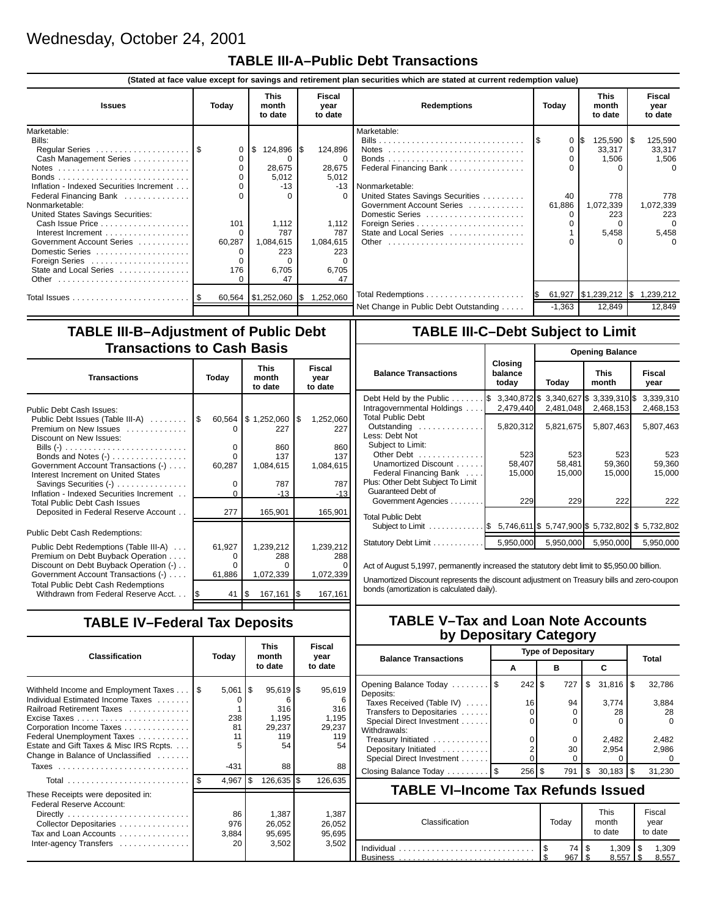Wednesday, October 24, 2001

## TABLE III-A–Public Debt Transactions

(Stated at face value except for savings and retirement plan securities which are stated at current redemption value)

| Issues | Today | This month to date | Fiscal year to date |
|---|---|---|---|
| Marketable: | | | |
| Bills: | | | |
| Regular Series | $ 0 | $ 124,896 | $ 124,896 |
| Cash Management Series | 0 | 0 | 0 |
| Notes | 0 | 28,675 | 28,675 |
| Bonds | 0 | 5,012 | 5,012 |
| Inflation - Indexed Securities Increment | 0 | -13 | -13 |
| Federal Financing Bank | 0 | 0 | 0 |
| Nonmarketable: | | | |
| United States Savings Securities: | | | |
| Cash Issue Price | 101 | 1,112 | 1,112 |
| Interest Increment | 0 | 787 | 787 |
| Government Account Series | 60,287 | 1,084,615 | 1,084,615 |
| Domestic Series | 0 | 223 | 223 |
| Foreign Series | 0 | 0 | 0 |
| State and Local Series | 176 | 6,705 | 6,705 |
| Other | 0 | 47 | 47 |
| Total Issues | $ 60,564 | $1,252,060 | $ 1,252,060 |

| Redemptions | Today | This month to date | Fiscal year to date |
|---|---|---|---|
| Marketable: | | | |
| Bills | $ 0 | $ 125,590 | $ 125,590 |
| Notes | 0 | 33,317 | 33,317 |
| Bonds | 0 | 1,506 | 1,506 |
| Federal Financing Bank | 0 | 0 | 0 |
| Nonmarketable: | | | |
| United States Savings Securities | 40 | 778 | 778 |
| Government Account Series | 61,886 | 1,072,339 | 1,072,339 |
| Domestic Series | 0 | 223 | 223 |
| Foreign Series | 0 | 0 | 0 |
| State and Local Series | 1 | 5,458 | 5,458 |
| Other | 0 | 0 | 0 |
| Total Redemptions | $ 61,927 | $1,239,212 | $ 1,239,212 |
| Net Change in Public Debt Outstanding | -1,363 | 12,849 | 12,849 |

## TABLE III-B–Adjustment of Public Debt Transactions to Cash Basis

| Transactions | Today | This month to date | Fiscal year to date |
|---|---|---|---|
| Public Debt Cash Issues: | | | |
| Public Debt Issues (Table III-A) | $ 60,564 | $ 1,252,060 | $ 1,252,060 |
| Premium on New Issues | 0 | 227 | 227 |
| Discount on New Issues: | | | |
| Bills (-) | 0 | 860 | 860 |
| Bonds and Notes (-) | 0 | 137 | 137 |
| Government Account Transactions (-) | 60,287 | 1,084,615 | 1,084,615 |
| Interest Increment on United States Savings Securities (-) | 0 | 787 | 787 |
| Inflation - Indexed Securities Increment | 0 | -13 | -13 |
| Total Public Debt Cash Issues Deposited in Federal Reserve Account | 277 | 165,901 | 165,901 |
| Public Debt Cash Redemptions: | | | |
| Public Debt Redemptions (Table III-A) | 61,927 | 1,239,212 | 1,239,212 |
| Premium on Debt Buyback Operation | 0 | 288 | 288 |
| Discount on Debt Buyback Operation (-) | 0 | 0 | 0 |
| Government Account Transactions (-) | 61,886 | 1,072,339 | 1,072,339 |
| Total Public Debt Cash Redemptions Withdrawn from Federal Reserve Acct. | $ 41 | $ 167,161 | $ 167,161 |

## TABLE III-C–Debt Subject to Limit

| Balance Transactions | Closing balance today | Opening Balance | | |
|---|---|---|---|---|
| | | Today | This month | Fiscal year |
| Debt Held by the Public | $ 3,340,872 | $ 3,340,627 | $ 3,339,310 | $ 3,339,310 |
| Intragovernmental Holdings | 2,479,440 | 2,481,048 | 2,468,153 | 2,468,153 |
| Total Public Debt Outstanding | 5,820,312 | 5,821,675 | 5,807,463 | 5,807,463 |
| Less: Debt Not Subject to Limit: | | | | |
| Other Debt | 523 | 523 | 523 | 523 |
| Unamortized Discount | 58,407 | 58,481 | 59,360 | 59,360 |
| Federal Financing Bank | 15,000 | 15,000 | 15,000 | 15,000 |
| Plus: Other Debt Subject To Limit Guaranteed Debt of Government Agencies | 229 | 229 | 222 | 222 |
| Total Public Debt Subject to Limit | $ 5,746,611 | $ 5,747,900 | $ 5,732,802 | $ 5,732,802 |
| Statutory Debt Limit | 5,950,000 | 5,950,000 | 5,950,000 | 5,950,000 |

Act of August 5,1997, permanently increased the statutory debt limit to $5,950.00 billion.

Unamortized Discount represents the discount adjustment on Treasury bills and zero-coupon bonds (amortization is calculated daily).

## TABLE IV–Federal Tax Deposits

| Classification | Today | This month to date | Fiscal year to date |
|---|---|---|---|
| Withheld Income and Employment Taxes | $ 5,061 | $ 95,619 | $ 95,619 |
| Individual Estimated Income Taxes | 0 | 6 | 6 |
| Railroad Retirement Taxes | 1 | 316 | 316 |
| Excise Taxes | 238 | 1,195 | 1,195 |
| Corporation Income Taxes | 81 | 29,237 | 29,237 |
| Federal Unemployment Taxes | 11 | 119 | 119 |
| Estate and Gift Taxes & Misc IRS Rcpts. | 5 | 54 | 54 |
| Change in Balance of Unclassified Taxes | -431 | 88 | 88 |
| Total | $ 4,967 | $ 126,635 | $ 126,635 |
| These Receipts were deposited in: | | | |
| Federal Reserve Account: | | | |
| Directly | 86 | 1,387 | 1,387 |
| Collector Depositaries | 976 | 26,052 | 26,052 |
| Tax and Loan Accounts | 3,884 | 95,695 | 95,695 |
| Inter-agency Transfers | 20 | 3,502 | 3,502 |

## TABLE V–Tax and Loan Note Accounts by Depositary Category

| Balance Transactions | Type of Depositary | | | Total |
|---|---|---|---|---|
| | A | B | C | |
| Opening Balance Today | $ 242 | $ 727 | $ 31,816 | $ 32,786 |
| Deposits: | | | | |
| Taxes Received (Table IV) | 16 | 94 | 3,774 | 3,884 |
| Transfers to Depositaries | 0 | 0 | 28 | 28 |
| Special Direct Investment | 0 | 0 | 0 | 0 |
| Withdrawals: | | | | |
| Treasury Initiated | 0 | 0 | 2,482 | 2,482 |
| Depositary Initiated | 2 | 30 | 2,954 | 2,986 |
| Special Direct Investment | 0 | 0 | 0 | 0 |
| Closing Balance Today | $ 256 | $ 791 | $ 30,183 | $ 31,230 |

## TABLE VI–Income Tax Refunds Issued

| Classification | Today | This month to date | Fiscal year to date |
|---|---|---|---|
| Individual | $ 74 | $ 1,309 | $ 1,309 |
| Business | $ 967 | $ 8,557 | $ 8,557 |